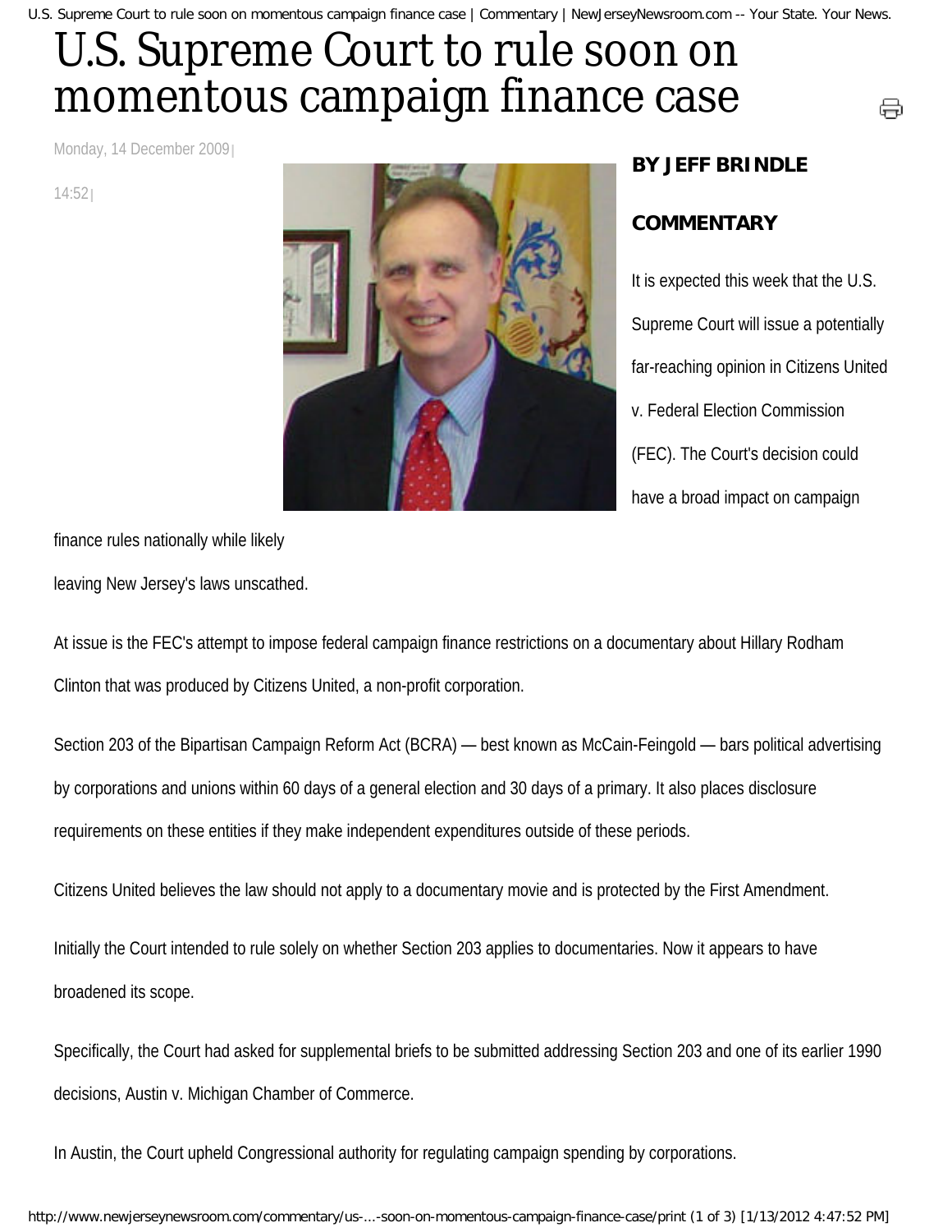# U.S. Supreme Court to rule soon on momentous campaign finance case

Monday, 14 December 2009 |

14:52 |

**BY JEFF BRINDLE**

**COMMENTARY**

It is expected this week that the U.S. Supreme Court will issue a potentially far-reaching opinion in Citizens United v. Federal Election Commission (FEC). The Court's decision could have a broad impact on campaign finance rules nationally while likely leaving New Jersey's laws unscathed.

At issue is the FEC's attempt to impose federal campaign finance restrictions on a documentary about Hillary Rodham Clinton that was produced by Citizens United, a non-profit corporation.

Section 203 of the Bipartisan Campaign Reform Act (BCRA) — best known as McCain-Feingold — bars political advertising by corporations and unions within 60 days of a general election and 30 days of a primary. It also places disclosure requirements on these entities if they make independent expenditures outside of these periods.

Citizens United believes the law should not apply to a documentary movie and is protected by the First Amendment.

Initially the Court intended to rule solely on whether Section 203 applies to documentaries. Now it appears to have broadened its scope.

Specifically, the Court had asked for supplemental briefs to be submitted addressing Section 203 and one of its earlier 1990 decisions, Austin v. Michigan Chamber of Commerce.

In Austin, the Court upheld Congressional authority for regulating campaign spending by corporations.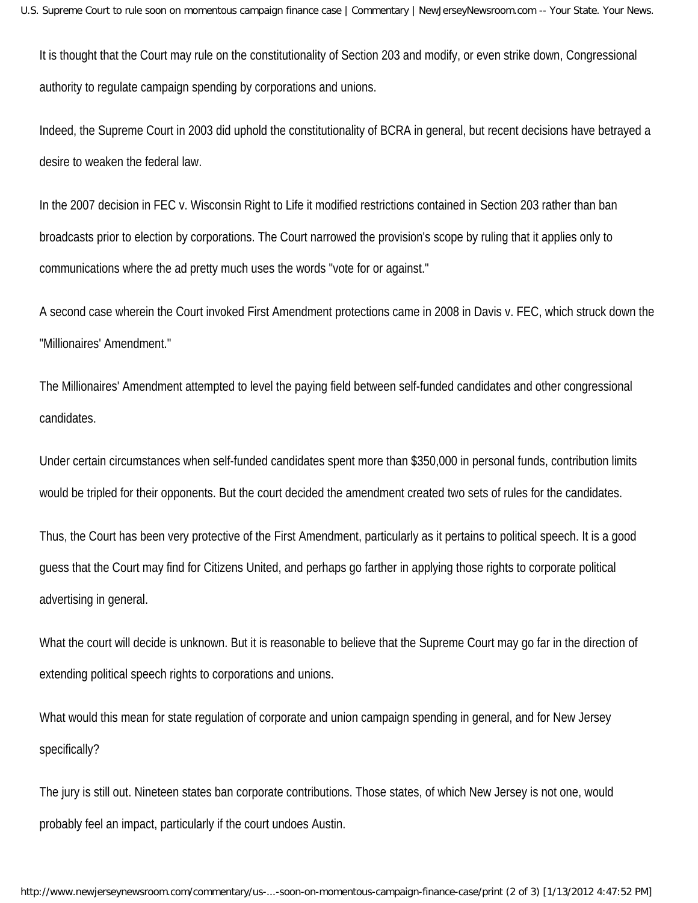It is thought that the Court may rule on the constitutionality of Section 203 and modify, or even strike down, Congressional authority to regulate campaign spending by corporations and unions.

Indeed, the Supreme Court in 2003 did uphold the constitutionality of BCRA in general, but recent decisions have betrayed a desire to weaken the federal law.

In the 2007 decision in FEC v. Wisconsin Right to Life it modified restrictions contained in Section 203 rather than ban broadcasts prior to election by corporations. The Court narrowed the provision's scope by ruling that it applies only to communications where the ad pretty much uses the words "vote for or against."

A second case wherein the Court invoked First Amendment protections came in 2008 in Davis v. FEC, which struck down the "Millionaires' Amendment."

The Millionaires' Amendment attempted to level the paying field between self-funded candidates and other congressional candidates.

Under certain circumstances when self-funded candidates spent more than $350,000 in personal funds, contribution limits would be tripled for their opponents. But the court decided the amendment created two sets of rules for the candidates.

Thus, the Court has been very protective of the First Amendment, particularly as it pertains to political speech. It is a good guess that the Court may find for Citizens United, and perhaps go farther in applying those rights to corporate political advertising in general.

What the court will decide is unknown. But it is reasonable to believe that the Supreme Court may go far in the direction of extending political speech rights to corporations and unions.

What would this mean for state regulation of corporate and union campaign spending in general, and for New Jersey specifically?

The jury is still out. Nineteen states ban corporate contributions. Those states, of which New Jersey is not one, would probably feel an impact, particularly if the court undoes Austin.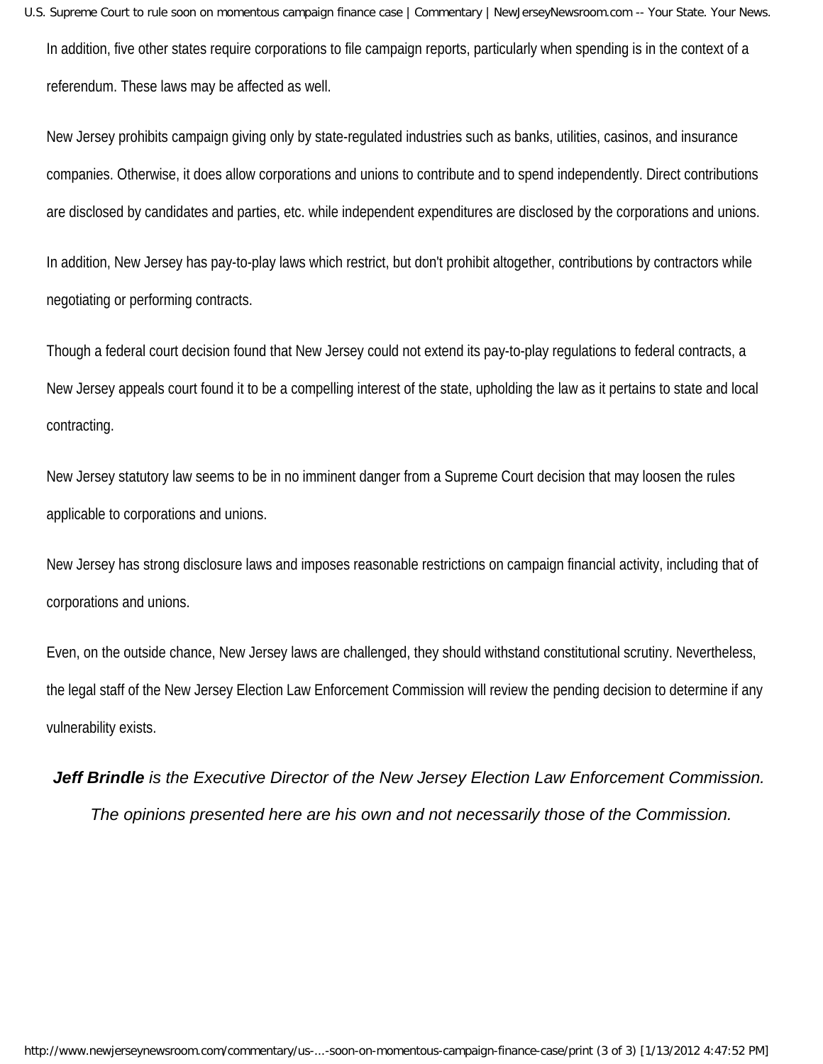In addition, five other states require corporations to file campaign reports, particularly when spending is in the context of a referendum. These laws may be affected as well.

New Jersey prohibits campaign giving only by state-regulated industries such as banks, utilities, casinos, and insurance companies. Otherwise, it does allow corporations and unions to contribute and to spend independently. Direct contributions are disclosed by candidates and parties, etc. while independent expenditures are disclosed by the corporations and unions.

In addition, New Jersey has pay-to-play laws which restrict, but don't prohibit altogether, contributions by contractors while negotiating or performing contracts.

Though a federal court decision found that New Jersey could not extend its pay-to-play regulations to federal contracts, a New Jersey appeals court found it to be a compelling interest of the state, upholding the law as it pertains to state and local contracting.

New Jersey statutory law seems to be in no imminent danger from a Supreme Court decision that may loosen the rules applicable to corporations and unions.

New Jersey has strong disclosure laws and imposes reasonable restrictions on campaign financial activity, including that of corporations and unions.

Even, on the outside chance, New Jersey laws are challenged, they should withstand constitutional scrutiny. Nevertheless, the legal staff of the New Jersey Election Law Enforcement Commission will review the pending decision to determine if any vulnerability exists.

***Jeff Brindle*** *is the Executive Director of the New Jersey Election Law Enforcement Commission. The opinions presented here are his own and not necessarily those of the Commission.*